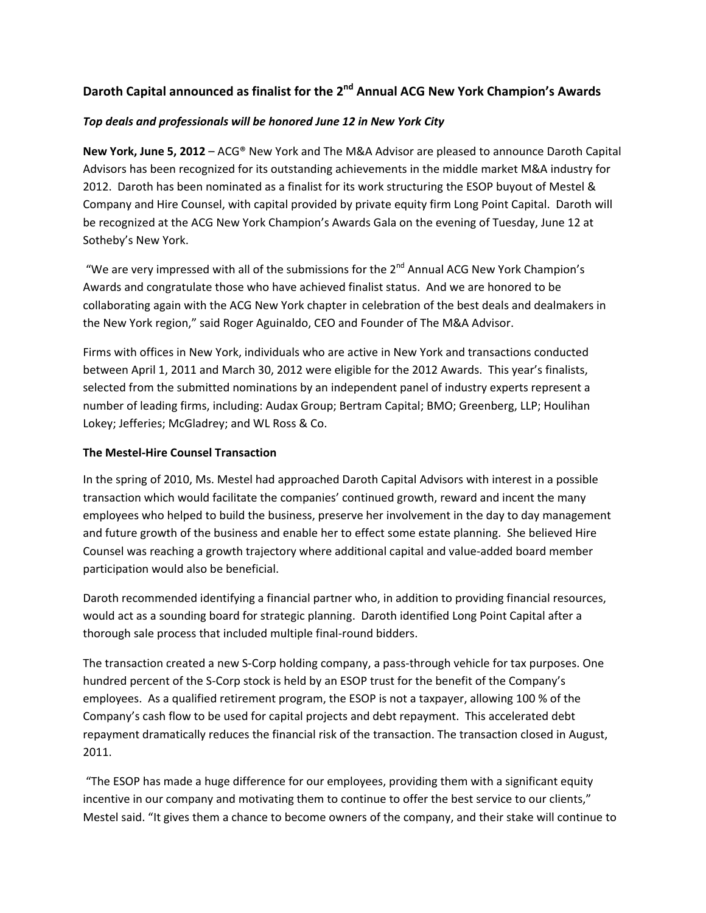# Daroth Capital announced as finalist for the 2nd Annual ACG New York Champion's Awards

***Top deals and professionals will be honored June 12 in New York City***

**New York, June 5, 2012** – ACG® New York and The M&A Advisor are pleased to announce Daroth Capital Advisors has been recognized for its outstanding achievements in the middle market M&A industry for 2012. Daroth has been nominated as a finalist for its work structuring the ESOP buyout of Mestel & Company and Hire Counsel, with capital provided by private equity firm Long Point Capital. Daroth will be recognized at the ACG New York Champion's Awards Gala on the evening of Tuesday, June 12 at Sotheby's New York.

"We are very impressed with all of the submissions for the 2nd Annual ACG New York Champion's Awards and congratulate those who have achieved finalist status. And we are honored to be collaborating again with the ACG New York chapter in celebration of the best deals and dealmakers in the New York region," said Roger Aguinaldo, CEO and Founder of The M&A Advisor.

Firms with offices in New York, individuals who are active in New York and transactions conducted between April 1, 2011 and March 30, 2012 were eligible for the 2012 Awards. This year's finalists, selected from the submitted nominations by an independent panel of industry experts represent a number of leading firms, including: Audax Group; Bertram Capital; BMO; Greenberg, LLP; Houlihan Lokey; Jefferies; McGladrey; and WL Ross & Co.

**The Mestel-Hire Counsel Transaction**

In the spring of 2010, Ms. Mestel had approached Daroth Capital Advisors with interest in a possible transaction which would facilitate the companies' continued growth, reward and incent the many employees who helped to build the business, preserve her involvement in the day to day management and future growth of the business and enable her to effect some estate planning. She believed Hire Counsel was reaching a growth trajectory where additional capital and value-added board member participation would also be beneficial.

Daroth recommended identifying a financial partner who, in addition to providing financial resources, would act as a sounding board for strategic planning. Daroth identified Long Point Capital after a thorough sale process that included multiple final-round bidders.

The transaction created a new S-Corp holding company, a pass-through vehicle for tax purposes. One hundred percent of the S-Corp stock is held by an ESOP trust for the benefit of the Company's employees. As a qualified retirement program, the ESOP is not a taxpayer, allowing 100 % of the Company's cash flow to be used for capital projects and debt repayment. This accelerated debt repayment dramatically reduces the financial risk of the transaction. The transaction closed in August, 2011.

"The ESOP has made a huge difference for our employees, providing them with a significant equity incentive in our company and motivating them to continue to offer the best service to our clients," Mestel said. "It gives them a chance to become owners of the company, and their stake will continue to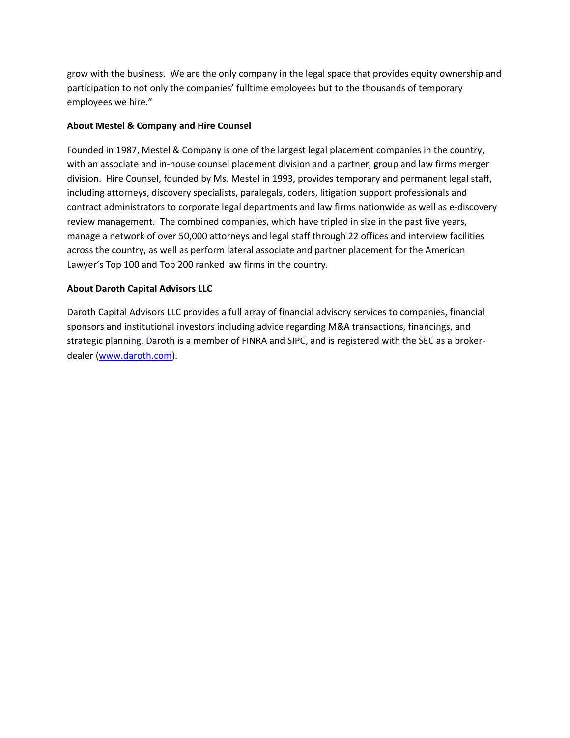grow with the business. We are the only company in the legal space that provides equity ownership and participation to not only the companies' fulltime employees but to the thousands of temporary employees we hire."

**About Mestel & Company and Hire Counsel**

Founded in 1987, Mestel & Company is one of the largest legal placement companies in the country, with an associate and in-house counsel placement division and a partner, group and law firms merger division. Hire Counsel, founded by Ms. Mestel in 1993, provides temporary and permanent legal staff, including attorneys, discovery specialists, paralegals, coders, litigation support professionals and contract administrators to corporate legal departments and law firms nationwide as well as e-discovery review management. The combined companies, which have tripled in size in the past five years, manage a network of over 50,000 attorneys and legal staff through 22 offices and interview facilities across the country, as well as perform lateral associate and partner placement for the American Lawyer's Top 100 and Top 200 ranked law firms in the country.

**About Daroth Capital Advisors LLC**

Daroth Capital Advisors LLC provides a full array of financial advisory services to companies, financial sponsors and institutional investors including advice regarding M&A transactions, financings, and strategic planning. Daroth is a member of FINRA and SIPC, and is registered with the SEC as a broker-dealer ([www.daroth.com](www.daroth.com)).